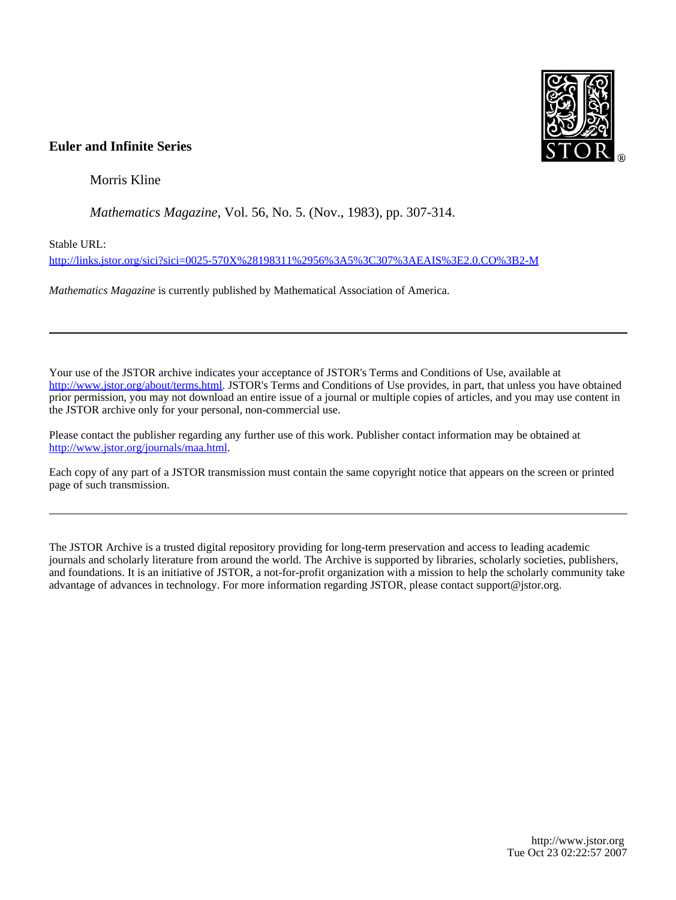**Euler and Infinite Series**

Morris Kline

*Mathematics Magazine*, Vol. 56, No. 5. (Nov., 1983), pp. 307-314.

Stable URL:

http://links.jstor.org/sici?sici=0025-570X%28198311%2956%3A5%3C307%3AEAIS%3E2.0.CO%3B2-M

*Mathematics Magazine* is currently published by Mathematical Association of America.

---

Your use of the JSTOR archive indicates your acceptance of JSTOR's Terms and Conditions of Use, available at http://www.jstor.org/about/terms.html. JSTOR's Terms and Conditions of Use provides, in part, that unless you have obtained prior permission, you may not download an entire issue of a journal or multiple copies of articles, and you may use content in the JSTOR archive only for your personal, non-commercial use.

Please contact the publisher regarding any further use of this work. Publisher contact information may be obtained at http://www.jstor.org/journals/maa.html.

Each copy of any part of a JSTOR transmission must contain the same copyright notice that appears on the screen or printed page of such transmission.

---

The JSTOR Archive is a trusted digital repository providing for long-term preservation and access to leading academic journals and scholarly literature from around the world. The Archive is supported by libraries, scholarly societies, publishers, and foundations. It is an initiative of JSTOR, a not-for-profit organization with a mission to help the scholarly community take advantage of advances in technology. For more information regarding JSTOR, please contact support@jstor.org.

http://www.jstor.org
Tue Oct 23 02:22:57 2007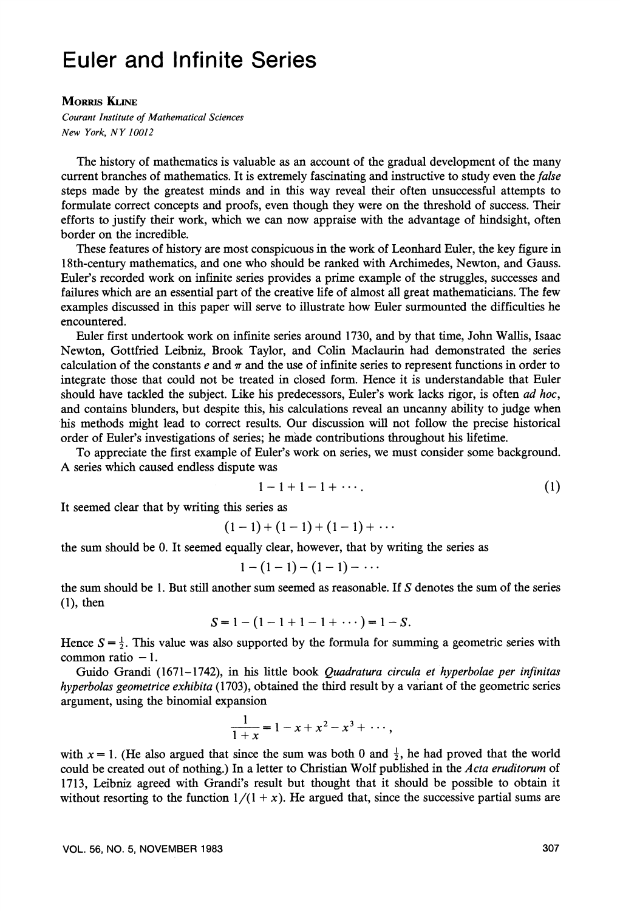# Euler and Infinite Series

**Morris Kline**

*Courant Institute of Mathematical Sciences*
*New York, NY 10012*

The history of mathematics is valuable as an account of the gradual development of the many current branches of mathematics. It is extremely fascinating and instructive to study even the *false* steps made by the greatest minds and in this way reveal their often unsuccessful attempts to formulate correct concepts and proofs, even though they were on the threshold of success. Their efforts to justify their work, which we can now appraise with the advantage of hindsight, often border on the incredible.

These features of history are most conspicuous in the work of Leonhard Euler, the key figure in 18th-century mathematics, and one who should be ranked with Archimedes, Newton, and Gauss. Euler's recorded work on infinite series provides a prime example of the struggles, successes and failures which are an essential part of the creative life of almost all great mathematicians. The few examples discussed in this paper will serve to illustrate how Euler surmounted the difficulties he encountered.

Euler first undertook work on infinite series around 1730, and by that time, John Wallis, Isaac Newton, Gottfried Leibniz, Brook Taylor, and Colin Maclaurin had demonstrated the series calculation of the constants $e$ and $\pi$ and the use of infinite series to represent functions in order to integrate those that could not be treated in closed form. Hence it is understandable that Euler should have tackled the subject. Like his predecessors, Euler's work lacks rigor, is often *ad hoc*, and contains blunders, but despite this, his calculations reveal an uncanny ability to judge when his methods might lead to correct results. Our discussion will not follow the precise historical order of Euler's investigations of series; he made contributions throughout his lifetime.

To appreciate the first example of Euler's work on series, we must consider some background. A series which caused endless dispute was

$$1 - 1 + 1 - 1 + \cdots. \tag{1}$$

It seemed clear that by writing this series as

$$(1-1) + (1-1) + (1-1) + \cdots$$

the sum should be 0. It seemed equally clear, however, that by writing the series as

$$1 - (1-1) - (1-1) - \cdots$$

the sum should be 1. But still another sum seemed as reasonable. If $S$ denotes the sum of the series (1), then

$$S = 1 - (1 - 1 + 1 - 1 + \cdots) = 1 - S.$$

Hence $S = \frac{1}{2}$. This value was also supported by the formula for summing a geometric series with common ratio $-1$.

Guido Grandi (1671–1742), in his little book *Quadratura circula et hyperbolae per infinitas hyperbolas geometrice exhibita* (1703), obtained the third result by a variant of the geometric series argument, using the binomial expansion

$$\frac{1}{1+x} = 1 - x + x^2 - x^3 + \cdots,$$

with $x = 1$. (He also argued that since the sum was both 0 and $\frac{1}{2}$, he had proved that the world could be created out of nothing.) In a letter to Christian Wolf published in the *Acta eruditorum* of 1713, Leibniz agreed with Grandi's result but thought that it should be possible to obtain it without resorting to the function $1/(1+x)$. He argued that, since the successive partial sums are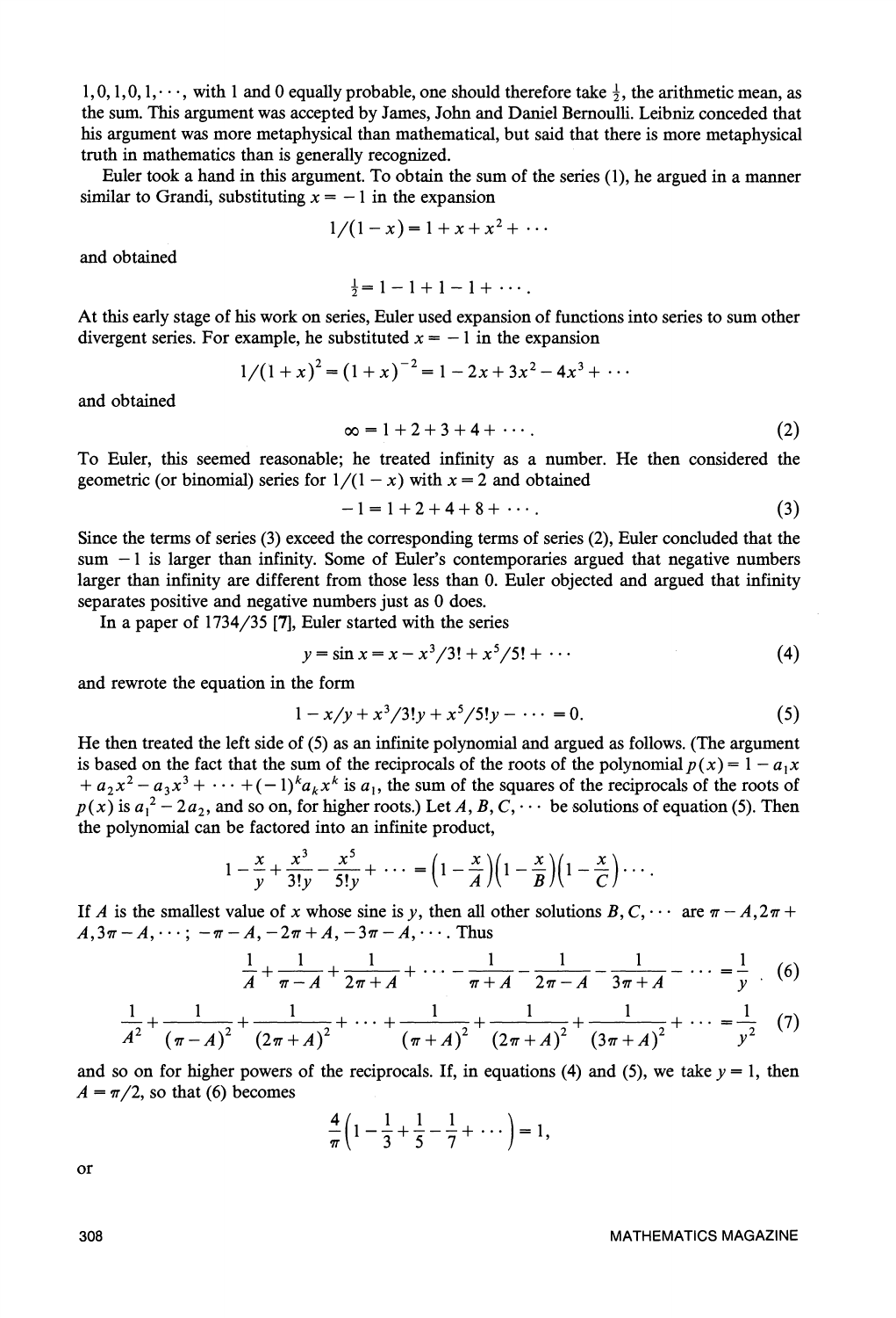$1, 0, 1, 0, 1, \cdots$, with 1 and 0 equally probable, one should therefore take $\frac{1}{2}$, the arithmetic mean, as the sum. This argument was accepted by James, John and Daniel Bernoulli. Leibniz conceded that his argument was more metaphysical than mathematical, but said that there is more metaphysical truth in mathematics than is generally recognized.

Euler took a hand in this argument. To obtain the sum of the series (1), he argued in a manner similar to Grandi, substituting $x = -1$ in the expansion

$$1/(1-x) = 1 + x + x^2 + \cdots$$

and obtained

$$\tfrac{1}{2} = 1 - 1 + 1 - 1 + \cdots.$$

At this early stage of his work on series, Euler used expansion of functions into series to sum other divergent series. For example, he substituted $x = -1$ in the expansion

$$1/(1+x)^2 = (1+x)^{-2} = 1 - 2x + 3x^2 - 4x^3 + \cdots$$

and obtained

$$\infty = 1 + 2 + 3 + 4 + \cdots. \tag{2}$$

To Euler, this seemed reasonable; he treated infinity as a number. He then considered the geometric (or binomial) series for $1/(1-x)$ with $x = 2$ and obtained

$$-1 = 1 + 2 + 4 + 8 + \cdots. \tag{3}$$

Since the terms of series (3) exceed the corresponding terms of series (2), Euler concluded that the sum $-1$ is larger than infinity. Some of Euler's contemporaries argued that negative numbers larger than infinity are different from those less than 0. Euler objected and argued that infinity separates positive and negative numbers just as 0 does.

In a paper of 1734/35 [7], Euler started with the series

$$y = \sin x = x - x^3/3! + x^5/5! + \cdots \tag{4}$$

and rewrote the equation in the form

$$1 - x/y + x^3/3!y + x^5/5!y - \cdots = 0. \tag{5}$$

He then treated the left side of (5) as an infinite polynomial and argued as follows. (The argument is based on the fact that the sum of the reciprocals of the roots of the polynomial $p(x) = 1 - a_1 x + a_2 x^2 - a_3 x^3 + \cdots + (-1)^k a_k x^k$ is $a_1$, the sum of the squares of the reciprocals of the roots of $p(x)$ is $a_1{}^2 - 2a_2$, and so on, for higher roots.) Let $A, B, C, \cdots$ be solutions of equation (5). Then the polynomial can be factored into an infinite product,

$$1 - \frac{x}{y} + \frac{x^3}{3!y} - \frac{x^5}{5!y} + \cdots = \left(1 - \frac{x}{A}\right)\left(1 - \frac{x}{B}\right)\left(1 - \frac{x}{C}\right)\cdots.$$

If $A$ is the smallest value of $x$ whose sine is $y$, then all other solutions $B, C, \cdots$ are $\pi - A, 2\pi + A, 3\pi - A, \cdots; -\pi - A, -2\pi + A, -3\pi - A, \cdots$. Thus

$$\frac{1}{A} + \frac{1}{\pi - A} + \frac{1}{2\pi + A} + \cdots - \frac{1}{\pi + A} - \frac{1}{2\pi - A} - \frac{1}{3\pi + A} - \cdots = \frac{1}{y} \tag{6}$$

$$\frac{1}{A^2} + \frac{1}{(\pi - A)^2} + \frac{1}{(2\pi + A)^2} + \cdots + \frac{1}{(\pi + A)^2} + \frac{1}{(2\pi + A)^2} + \frac{1}{(3\pi + A)^2} + \cdots = \frac{1}{y^2} \tag{7}$$

and so on for higher powers of the reciprocals. If, in equations (4) and (5), we take $y = 1$, then $A = \pi/2$, so that (6) becomes

$$\frac{4}{\pi}\left(1 - \frac{1}{3} + \frac{1}{5} - \frac{1}{7} + \cdots\right) = 1,$$

or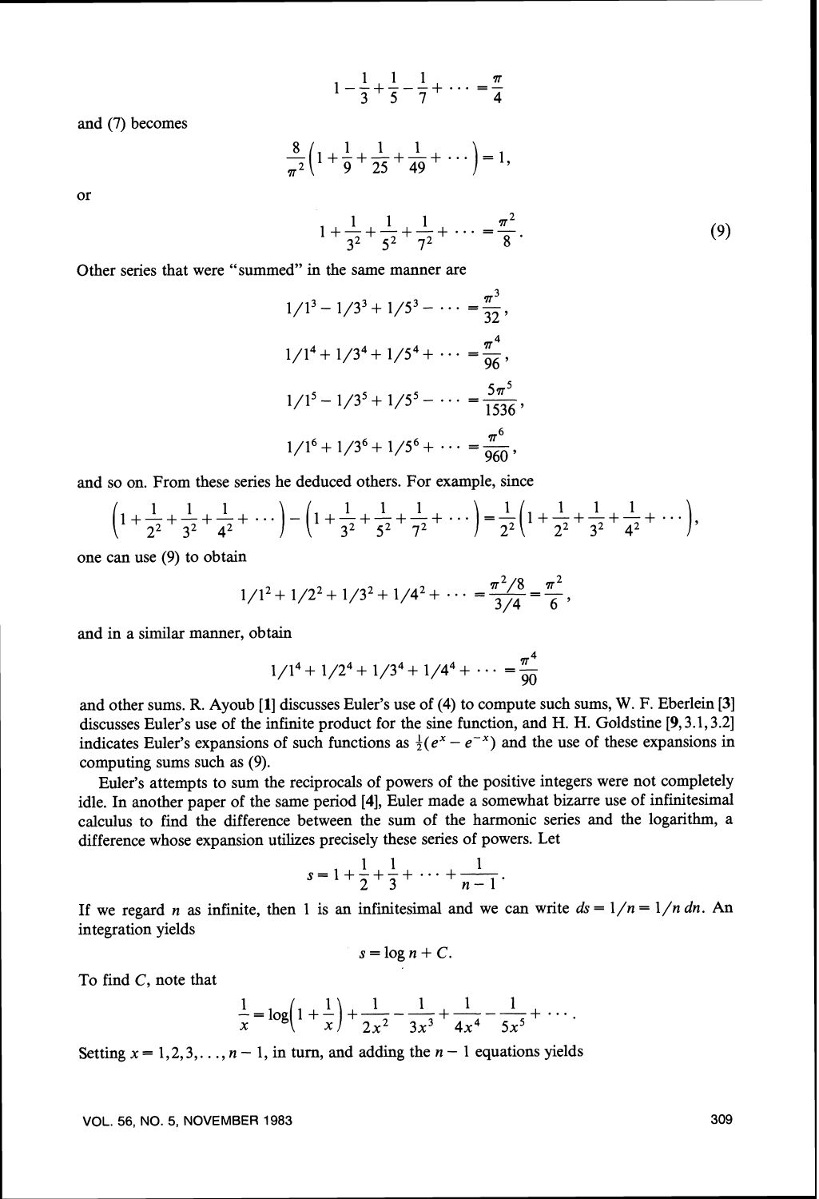$$1-\frac{1}{3}+\frac{1}{5}-\frac{1}{7}+\cdots=\frac{\pi}{4}$$

and (7) becomes

$$\frac{8}{\pi^2}\left(1+\frac{1}{9}+\frac{1}{25}+\frac{1}{49}+\cdots\right)=1,$$

or

$$1+\frac{1}{3^2}+\frac{1}{5^2}+\frac{1}{7^2}+\cdots=\frac{\pi^2}{8}. \tag{9}$$

Other series that were "summed" in the same manner are

$$1/1^3-1/3^3+1/5^3-\cdots=\frac{\pi^3}{32},$$

$$1/1^4+1/3^4+1/5^4+\cdots=\frac{\pi^4}{96},$$

$$1/1^5-1/3^5+1/5^5-\cdots=\frac{5\pi^5}{1536},$$

$$1/1^6+1/3^6+1/5^6+\cdots=\frac{\pi^6}{960},$$

and so on. From these series he deduced others. For example, since

$$\left(1+\frac{1}{2^2}+\frac{1}{3^2}+\frac{1}{4^2}+\cdots\right)-\left(1+\frac{1}{3^2}+\frac{1}{5^2}+\frac{1}{7^2}+\cdots\right)=\frac{1}{2^2}\left(1+\frac{1}{2^2}+\frac{1}{3^2}+\frac{1}{4^2}+\cdots\right),$$

one can use (9) to obtain

$$1/1^2+1/2^2+1/3^2+1/4^2+\cdots=\frac{\pi^2/8}{3/4}=\frac{\pi^2}{6},$$

and in a similar manner, obtain

$$1/1^4+1/2^4+1/3^4+1/4^4+\cdots=\frac{\pi^4}{90}$$

and other sums. R. Ayoub [1] discusses Euler's use of (4) to compute such sums, W. F. Eberlein [3] discusses Euler's use of the infinite product for the sine function, and H. H. Goldstine [9, 3.1, 3.2] indicates Euler's expansions of such functions as $\frac{1}{2}(e^x-e^{-x})$ and the use of these expansions in computing sums such as (9).

Euler's attempts to sum the reciprocals of powers of the positive integers were not completely idle. In another paper of the same period [4], Euler made a somewhat bizarre use of infinitesimal calculus to find the difference between the sum of the harmonic series and the logarithm, a difference whose expansion utilizes precisely these series of powers. Let

$$s=1+\frac{1}{2}+\frac{1}{3}+\cdots+\frac{1}{n-1}.$$

If we regard $n$ as infinite, then 1 is an infinitesimal and we can write $ds=1/n=1/n\,dn$. An integration yields

$$s=\log n+C.$$

To find $C$, note that

$$\frac{1}{x}=\log\left(1+\frac{1}{x}\right)+\frac{1}{2x^2}-\frac{1}{3x^3}+\frac{1}{4x^4}-\frac{1}{5x^5}+\cdots.$$

Setting $x=1,2,3,\ldots,n-1$, in turn, and adding the $n-1$ equations yields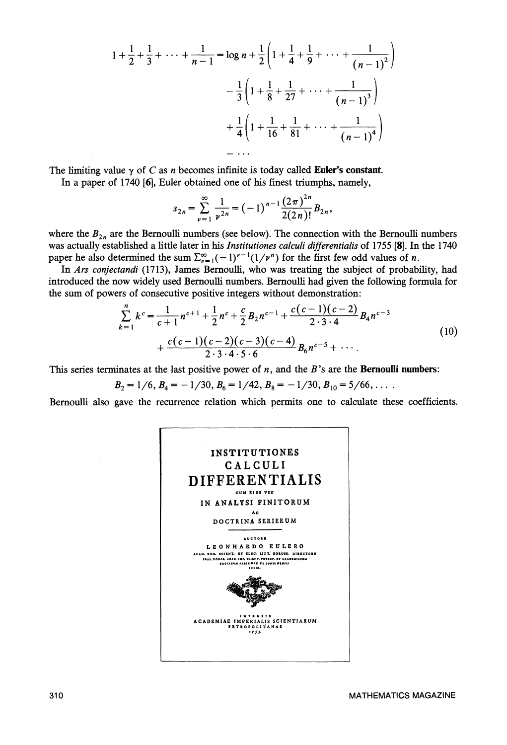$$1+\frac{1}{2}+\frac{1}{3}+\cdots+\frac{1}{n-1}=\log n+\frac{1}{2}\left(1+\frac{1}{4}+\frac{1}{9}+\cdots+\frac{1}{(n-1)^2}\right)$$

$$-\frac{1}{3}\left(1+\frac{1}{8}+\frac{1}{27}+\cdots+\frac{1}{(n-1)^3}\right)$$

$$+\frac{1}{4}\left(1+\frac{1}{16}+\frac{1}{81}+\cdots+\frac{1}{(n-1)^4}\right)$$

$$-\cdots$$

The limiting value $\gamma$ of $C$ as $n$ becomes infinite is today called **Euler's constant**.

In a paper of 1740 [6], Euler obtained one of his finest triumphs, namely,

$$s_{2n}=\sum_{\nu=1}^{\infty}\frac{1}{\nu^{2n}}=(-1)^{n-1}\frac{(2\pi)^{2n}}{2(2n)!}B_{2n},$$

where the $B_{2n}$ are the Bernoulli numbers (see below). The connection with the Bernoulli numbers was actually established a little later in his *Institutiones calculi differentialis* of 1755 [8]. In the 1740 paper he also determined the sum $\sum_{\nu=1}^{\infty}(-1)^{\nu-1}(1/\nu^n)$ for the first few odd values of $n$.

In *Ars conjectandi* (1713), James Bernoulli, who was treating the subject of probability, had introduced the now widely used Bernoulli numbers. Bernoulli had given the following formula for the sum of powers of consecutive positive integers without demonstration:

$$\sum_{k=1}^{n}k^c=\frac{1}{c+1}n^{c+1}+\frac{1}{2}n^c+\frac{c}{2}B_2n^{c-1}+\frac{c(c-1)(c-2)}{2\cdot3\cdot4}B_4n^{c-3}$$
$$+\frac{c(c-1)(c-2)(c-3)(c-4)}{2\cdot3\cdot4\cdot5\cdot6}B_6n^{c-5}+\cdots. \tag{10}$$

This series terminates at the last positive power of $n$, and the $B$'s are the **Bernoulli numbers**:

$$B_2=1/6,\ B_4=-1/30,\ B_6=1/42,\ B_8=-1/30,\ B_{10}=5/66,\ldots.$$

Bernoulli also gave the recurrence relation which permits one to calculate these coefficients.

INSTITUTIONES
CALCULI
DIFFERENTIALIS
CUM EIUS VSU
IN ANALYSI FINITORUM
AC
DOCTRINA SERIERUM

AUCTORE
LEONHARDO EULERO
ACAD. REG. SCIENT. ET ELEG. LITT. BORUSS. DIRECTORE
PROF. HONOR. ACAD. IMP. SCIENT. PETROP. ET ACADEMIARUM
REGIARUM PARISINAE ET LONDINENSIS
SOCIO.

IMPENSIS
ACADEMIAE IMPERIALIS SCIENTIARUM
PETROPOLITANAE
1755.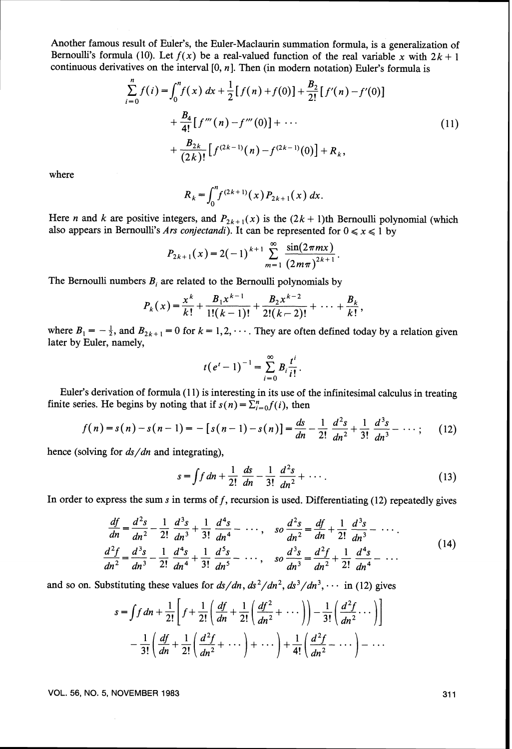Another famous result of Euler's, the Euler-Maclaurin summation formula, is a generalization of Bernoulli's formula (10). Let $f(x)$ be a real-valued function of the real variable $x$ with $2k+1$ continuous derivatives on the interval $[0, n]$. Then (in modern notation) Euler's formula is

$$\sum_{i=0}^{n} f(i) = \int_0^n f(x)\,dx + \frac{1}{2}[f(n)+f(0)] + \frac{B_2}{2!}[f'(n)-f'(0)] + \frac{B_4}{4!}[f'''(n)-f'''(0)] + \cdots + \frac{B_{2k}}{(2k)!}\left[f^{(2k-1)}(n)-f^{(2k-1)}(0)\right] + R_k, \tag{11}$$

where

$$R_k = \int_0^n f^{(2k+1)}(x) P_{2k+1}(x)\,dx.$$

Here $n$ and $k$ are positive integers, and $P_{2k+1}(x)$ is the $(2k+1)$th Bernoulli polynomial (which also appears in Bernoulli's *Ars conjectandi*). It can be represented for $0 \leqslant x \leqslant 1$ by

$$P_{2k+1}(x) = 2(-1)^{k+1} \sum_{m=1}^{\infty} \frac{\sin(2\pi m x)}{(2m\pi)^{2k+1}}.$$

The Bernoulli numbers $B_i$ are related to the Bernoulli polynomials by

$$P_k(x) = \frac{x^k}{k!} + \frac{B_1 x^{k-1}}{1!(k-1)!} + \frac{B_2 x^{k-2}}{2!(k-2)!} + \cdots + \frac{B_k}{k!},$$

where $B_1 = -\frac{1}{2}$, and $B_{2k+1} = 0$ for $k = 1, 2, \cdots$. They are often defined today by a relation given later by Euler, namely,

$$t(e^t - 1)^{-1} = \sum_{i=0}^{\infty} B_i \frac{t^i}{i!}.$$

Euler's derivation of formula (11) is interesting in its use of the infinitesimal calculus in treating finite series. He begins by noting that if $s(n) = \sum_{i=0}^{n} f(i)$, then

$$f(n) = s(n) - s(n-1) = -[s(n-1) - s(n)] = \frac{ds}{dn} - \frac{1}{2!}\frac{d^2s}{dn^2} + \frac{1}{3!}\frac{d^3s}{dn^3} - \cdots; \tag{12}$$

hence (solving for $ds/dn$ and integrating),

$$s = \int f\,dn + \frac{1}{2!}\frac{ds}{dn} - \frac{1}{3!}\frac{d^2s}{dn^2} + \cdots. \tag{13}$$

In order to express the sum $s$ in terms of $f$, recursion is used. Differentiating (12) repeatedly gives

$$\begin{aligned} \frac{df}{dn} &= \frac{d^2s}{dn^2} - \frac{1}{2!}\frac{d^3s}{dn^3} + \frac{1}{3!}\frac{d^4s}{dn^4} - \cdots, \quad \text{so } \frac{d^2s}{dn^2} = \frac{df}{dn} + \frac{1}{2!}\frac{d^3s}{dn^3} - \cdots. \\ \frac{d^2f}{dn^2} &= \frac{d^3s}{dn^3} - \frac{1}{2!}\frac{d^4s}{dn^4} + \frac{1}{3!}\frac{d^5s}{dn^5} - \cdots, \quad \text{so } \frac{d^3s}{dn^3} = \frac{d^2f}{dn^2} + \frac{1}{2!}\frac{d^4s}{dn^4} - \cdots \end{aligned} \tag{14}$$

and so on. Substituting these values for $ds/dn, ds^2/dn^2, ds^3/dn^3, \cdots$ in (12) gives

$$s = \int f\,dn + \frac{1}{2!}\left[f + \frac{1}{2!}\left(\frac{df}{dn} + \frac{1}{2!}\left(\frac{df^2}{dn^2} + \cdots\right)\right) - \frac{1}{3!}\left(\frac{d^2f}{dn^2}\cdots\right)\right] - \frac{1}{3!}\left(\frac{df}{dn} + \frac{1}{2!}\left(\frac{d^2f}{dn^2} + \cdots\right) + \cdots\right) + \frac{1}{4!}\left(\frac{d^2f}{dn^2} - \cdots\right) - \cdots$$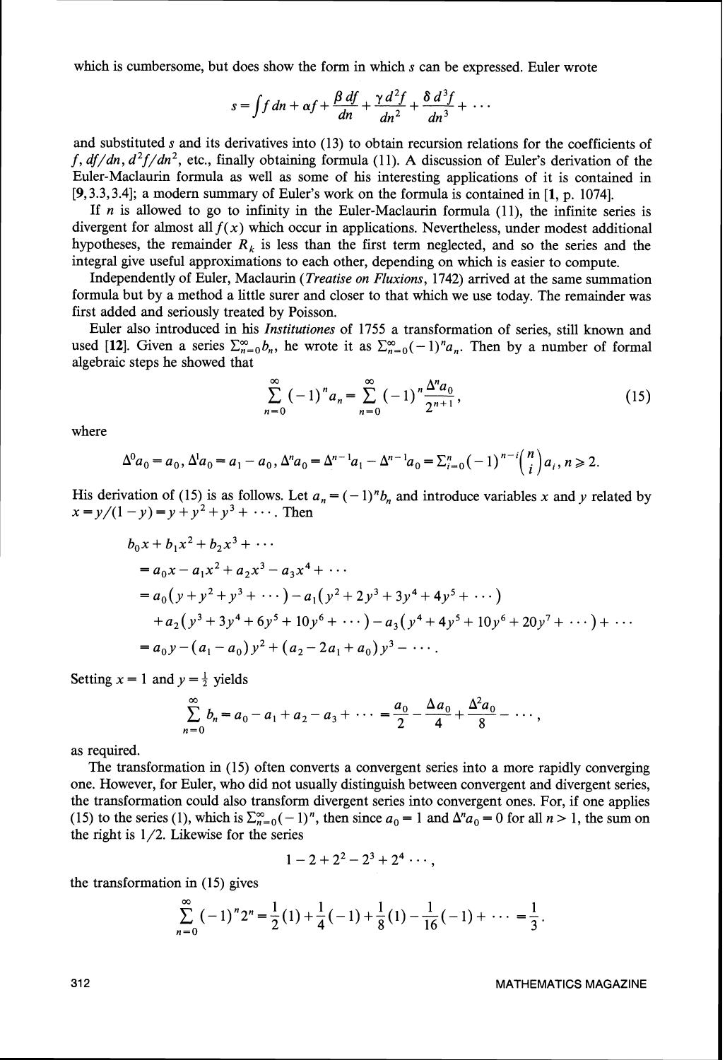which is cumbersome, but does show the form in which $s$ can be expressed. Euler wrote

$$s=\int f\,dn+\alpha f+\frac{\beta\,df}{dn}+\frac{\gamma\,d^2f}{dn^2}+\frac{\delta\,d^3f}{dn^3}+\cdots$$

and substituted $s$ and its derivatives into (13) to obtain recursion relations for the coefficients of $f$, $df/dn$, $d^2f/dn^2$, etc., finally obtaining formula (11). A discussion of Euler's derivation of the Euler-Maclaurin formula as well as some of his interesting applications of it is contained in [9, 3.3, 3.4]; a modern summary of Euler's work on the formula is contained in [1, p. 1074].

If $n$ is allowed to go to infinity in the Euler-Maclaurin formula (11), the infinite series is divergent for almost all $f(x)$ which occur in applications. Nevertheless, under modest additional hypotheses, the remainder $R_k$ is less than the first term neglected, and so the series and the integral give useful approximations to each other, depending on which is easier to compute.

Independently of Euler, Maclaurin (*Treatise on Fluxions*, 1742) arrived at the same summation formula but by a method a little surer and closer to that which we use today. The remainder was first added and seriously treated by Poisson.

Euler also introduced in his *Institutiones* of 1755 a transformation of series, still known and used [12]. Given a series $\Sigma_{n=0}^{\infty}b_n$, he wrote it as $\Sigma_{n=0}^{\infty}(-1)^n a_n$. Then by a number of formal algebraic steps he showed that

$$\sum_{n=0}^{\infty}(-1)^n a_n=\sum_{n=0}^{\infty}(-1)^n\frac{\Delta^n a_0}{2^{n+1}},\tag{15}$$

where

$$\Delta^0 a_0=a_0,\ \Delta^1 a_0=a_1-a_0,\ \Delta^n a_0=\Delta^{n-1}a_1-\Delta^{n-1}a_0=\Sigma_{i=0}^{n}(-1)^{n-i}\binom{n}{i}a_i,\ n\geqslant 2.$$

His derivation of (15) is as follows. Let $a_n=(-1)^n b_n$ and introduce variables $x$ and $y$ related by $x=y/(1-y)=y+y^2+y^3+\cdots$. Then

$$\begin{aligned}
&b_0x+b_1x^2+b_2x^3+\cdots\\
&\quad=a_0x-a_1x^2+a_2x^3-a_3x^4+\cdots\\
&\quad=a_0(y+y^2+y^3+\cdots)-a_1(y^2+2y^3+3y^4+4y^5+\cdots)\\
&\qquad+a_2(y^3+3y^4+6y^5+10y^6+\cdots)-a_3(y^4+4y^5+10y^6+20y^7+\cdots)+\cdots\\
&\quad=a_0y-(a_1-a_0)y^2+(a_2-2a_1+a_0)y^3-\cdots.
\end{aligned}$$

Setting $x=1$ and $y=\frac{1}{2}$ yields

$$\sum_{n=0}^{\infty}b_n=a_0-a_1+a_2-a_3+\cdots=\frac{a_0}{2}-\frac{\Delta a_0}{4}+\frac{\Delta^2 a_0}{8}-\cdots,$$

as required.

The transformation in (15) often converts a convergent series into a more rapidly converging one. However, for Euler, who did not usually distinguish between convergent and divergent series, the transformation could also transform divergent series into convergent ones. For, if one applies (15) to the series (1), which is $\Sigma_{n=0}^{\infty}(-1)^n$, then since $a_0=1$ and $\Delta^n a_0=0$ for all $n>1$, the sum on the right is $1/2$. Likewise for the series

$$1-2+2^2-2^3+2^4\cdots,$$

the transformation in (15) gives

$$\sum_{n=0}^{\infty}(-1)^n 2^n=\frac{1}{2}(1)+\frac{1}{4}(-1)+\frac{1}{8}(1)-\frac{1}{16}(-1)+\cdots=\frac{1}{3}.$$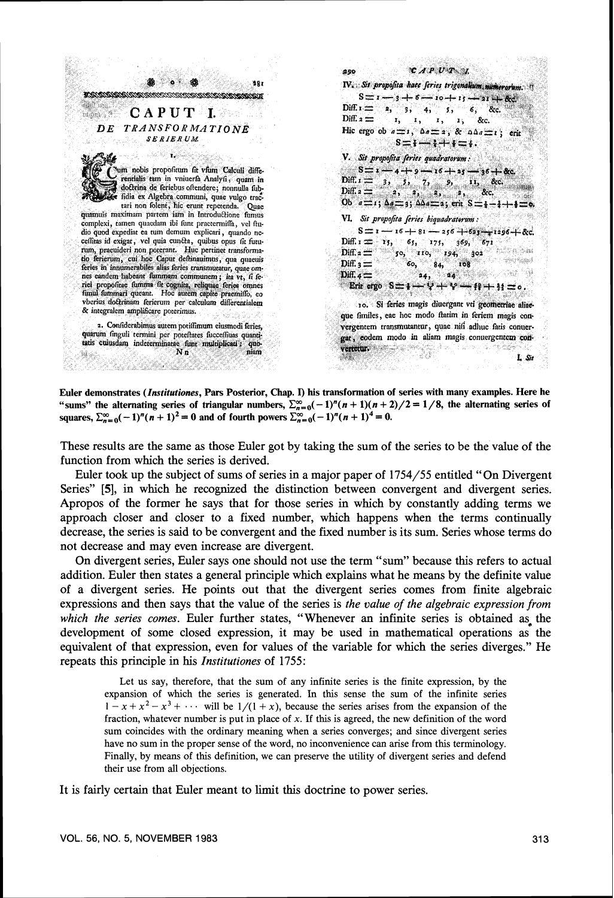Euler demonstrates (*Institutiones*, Pars Posterior, Chap. I) his transformation of series with many examples. Here he "sums" the alternating series of triangular numbers, $\sum_{n=0}^{\infty}(-1)^n(n+1)(n+2)/2 = 1/8$, the alternating series of squares, $\sum_{n=0}^{\infty}(-1)^n(n+1)^2 = 0$ and of fourth powers $\sum_{n=0}^{\infty}(-1)^n(n+1)^4 = 0$.

These results are the same as those Euler got by taking the sum of the series to be the value of the function from which the series is derived.

Euler took up the subject of sums of series in a major paper of 1754/55 entitled "On Divergent Series" [5], in which he recognized the distinction between convergent and divergent series. Apropos of the former he says that for those series in which by constantly adding terms we approach closer and closer to a fixed number, which happens when the terms continually decrease, the series is said to be convergent and the fixed number is its sum. Series whose terms do not decrease and may even increase are divergent.

On divergent series, Euler says one should not use the term "sum" because this refers to actual addition. Euler then states a general principle which explains what he means by the definite value of a divergent series. He points out that the divergent series comes from finite algebraic expressions and then says that the value of the series is *the value of the algebraic expression from which the series comes*. Euler further states, "Whenever an infinite series is obtained as the development of some closed expression, it may be used in mathematical operations as the equivalent of that expression, even for values of the variable for which the series diverges." He repeats this principle in his *Institutiones* of 1755:

> Let us say, therefore, that the sum of any infinite series is the finite expression, by the expansion of which the series is generated. In this sense the sum of the infinite series $1 - x + x^2 - x^3 + \cdots$ will be $1/(1+x)$, because the series arises from the expansion of the fraction, whatever number is put in place of $x$. If this is agreed, the new definition of the word sum coincides with the ordinary meaning when a series converges; and since divergent series have no sum in the proper sense of the word, no inconvenience can arise from this terminology. Finally, by means of this definition, we can preserve the utility of divergent series and defend their use from all objections.

It is fairly certain that Euler meant to limit this doctrine to power series.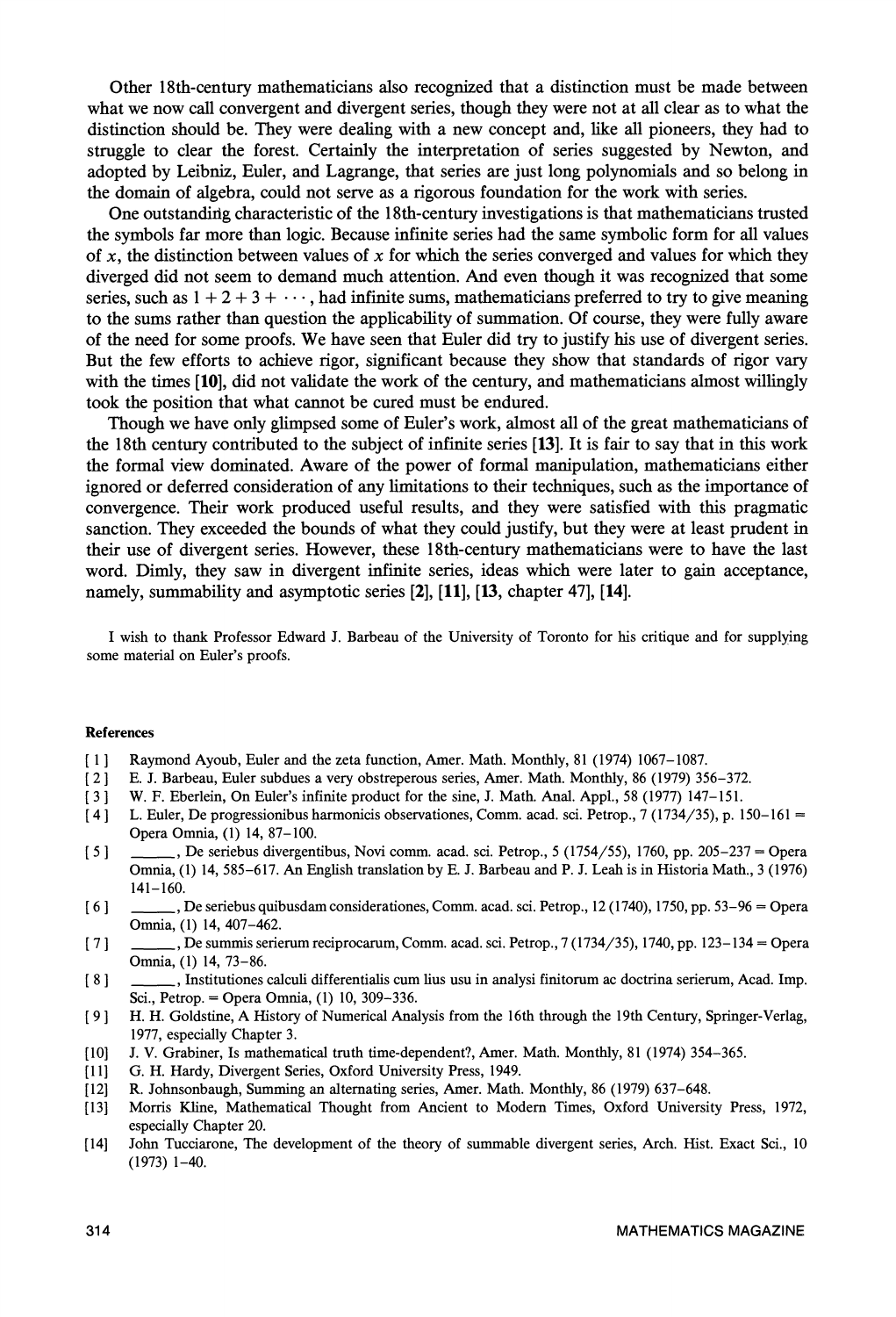Other 18th-century mathematicians also recognized that a distinction must be made between what we now call convergent and divergent series, though they were not at all clear as to what the distinction should be. They were dealing with a new concept and, like all pioneers, they had to struggle to clear the forest. Certainly the interpretation of series suggested by Newton, and adopted by Leibniz, Euler, and Lagrange, that series are just long polynomials and so belong in the domain of algebra, could not serve as a rigorous foundation for the work with series.

One outstanding characteristic of the 18th-century investigations is that mathematicians trusted the symbols far more than logic. Because infinite series had the same symbolic form for all values of $x$, the distinction between values of $x$ for which the series converged and values for which they diverged did not seem to demand much attention. And even though it was recognized that some series, such as $1 + 2 + 3 + \cdots$, had infinite sums, mathematicians preferred to try to give meaning to the sums rather than question the applicability of summation. Of course, they were fully aware of the need for some proofs. We have seen that Euler did try to justify his use of divergent series. But the few efforts to achieve rigor, significant because they show that standards of rigor vary with the times **[10]**, did not validate the work of the century, and mathematicians almost willingly took the position that what cannot be cured must be endured.

Though we have only glimpsed some of Euler's work, almost all of the great mathematicians of the 18th century contributed to the subject of infinite series **[13]**. It is fair to say that in this work the formal view dominated. Aware of the power of formal manipulation, mathematicians either ignored or deferred consideration of any limitations to their techniques, such as the importance of convergence. Their work produced useful results, and they were satisfied with this pragmatic sanction. They exceeded the bounds of what they could justify, but they were at least prudent in their use of divergent series. However, these 18th-century mathematicians were to have the last word. Dimly, they saw in divergent infinite series, ideas which were later to gain acceptance, namely, summability and asymptotic series **[2]**, **[11]**, **[13**, chapter 47**]**, **[14]**.

I wish to thank Professor Edward J. Barbeau of the University of Toronto for his critique and for supplying some material on Euler's proofs.

**References**

[1] Raymond Ayoub, Euler and the zeta function, Amer. Math. Monthly, 81 (1974) 1067–1087.

[2] E. J. Barbeau, Euler subdues a very obstreperous series, Amer. Math. Monthly, 86 (1979) 356–372.

[3] W. F. Eberlein, On Euler's infinite product for the sine, J. Math. Anal. Appl., 58 (1977) 147–151.

[4] L. Euler, De progressionibus harmonicis observationes, Comm. acad. sci. Petrop., 7 (1734/35), p. 150–161 = Opera Omnia, (1) 14, 87–100.

[5] _____, De seriebus divergentibus, Novi comm. acad. sci. Petrop., 5 (1754/55), 1760, pp. 205–237 = Opera Omnia, (1) 14, 585–617. An English translation by E. J. Barbeau and P. J. Leah is in Historia Math., 3 (1976) 141–160.

[6] _____, De seriebus quibusdam considerationes, Comm. acad. sci. Petrop., 12 (1740), 1750, pp. 53–96 = Opera Omnia, (1) 14, 407–462.

[7] _____, De summis serierum reciprocarum, Comm. acad. sci. Petrop., 7 (1734/35), 1740, pp. 123–134 = Opera Omnia, (1) 14, 73–86.

[8] _____, Institutiones calculi differentialis cum lius usu in analysi finitorum ac doctrina serierum, Acad. Imp. Sci., Petrop. = Opera Omnia, (1) 10, 309–336.

[9] H. H. Goldstine, A History of Numerical Analysis from the 16th through the 19th Century, Springer-Verlag, 1977, especially Chapter 3.

[10] J. V. Grabiner, Is mathematical truth time-dependent?, Amer. Math. Monthly, 81 (1974) 354–365.

[11] G. H. Hardy, Divergent Series, Oxford University Press, 1949.

[12] R. Johnsonbaugh, Summing an alternating series, Amer. Math. Monthly, 86 (1979) 637–648.

[13] Morris Kline, Mathematical Thought from Ancient to Modern Times, Oxford University Press, 1972, especially Chapter 20.

[14] John Tucciarone, The development of the theory of summable divergent series, Arch. Hist. Exact Sci., 10 (1973) 1–40.